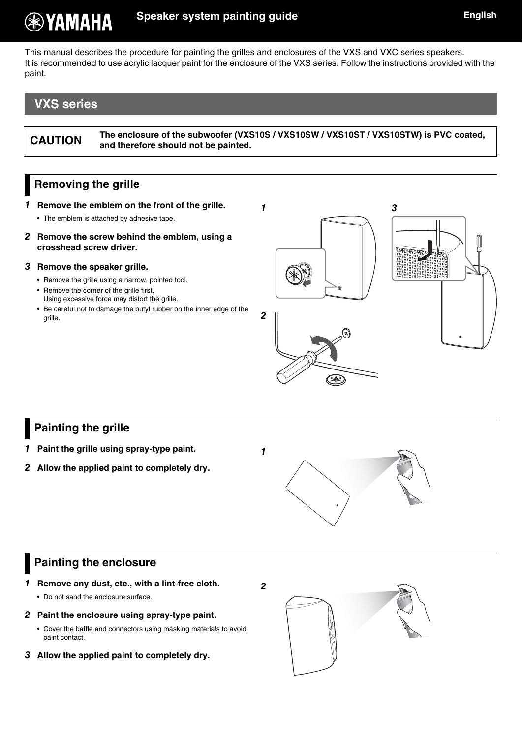# Speaker system painting guide

This manual describes the procedure for painting the grilles and enclosures of the VXS and VXC series speakers.
It is recommended to use acrylic lacquer paint for the enclosure of the VXS series. Follow the instructions provided with the paint.

## VXS series

| CAUTION | **The enclosure of the subwoofer (VXS10S / VXS10SW / VXS10ST / VXS10STW) is PVC coated, and therefore should not be painted.** |
|---|---|

### Removing the grille

1. **Remove the emblem on the front of the grille.**
   - The emblem is attached by adhesive tape.
2. **Remove the screw behind the emblem, using a crosshead screw driver.**
3. **Remove the speaker grille.**
   - Remove the grille using a narrow, pointed tool.
   - Remove the corner of the grille first.
     Using excessive force may distort the grille.
   - Be careful not to damage the butyl rubber on the inner edge of the grille.

### Painting the grille

1. **Paint the grille using spray-type paint.**
2. **Allow the applied paint to completely dry.**

### Painting the enclosure

1. **Remove any dust, etc., with a lint-free cloth.**
   - Do not sand the enclosure surface.
2. **Paint the enclosure using spray-type paint.**
   - Cover the baffle and connectors using masking materials to avoid paint contact.
3. **Allow the applied paint to completely dry.**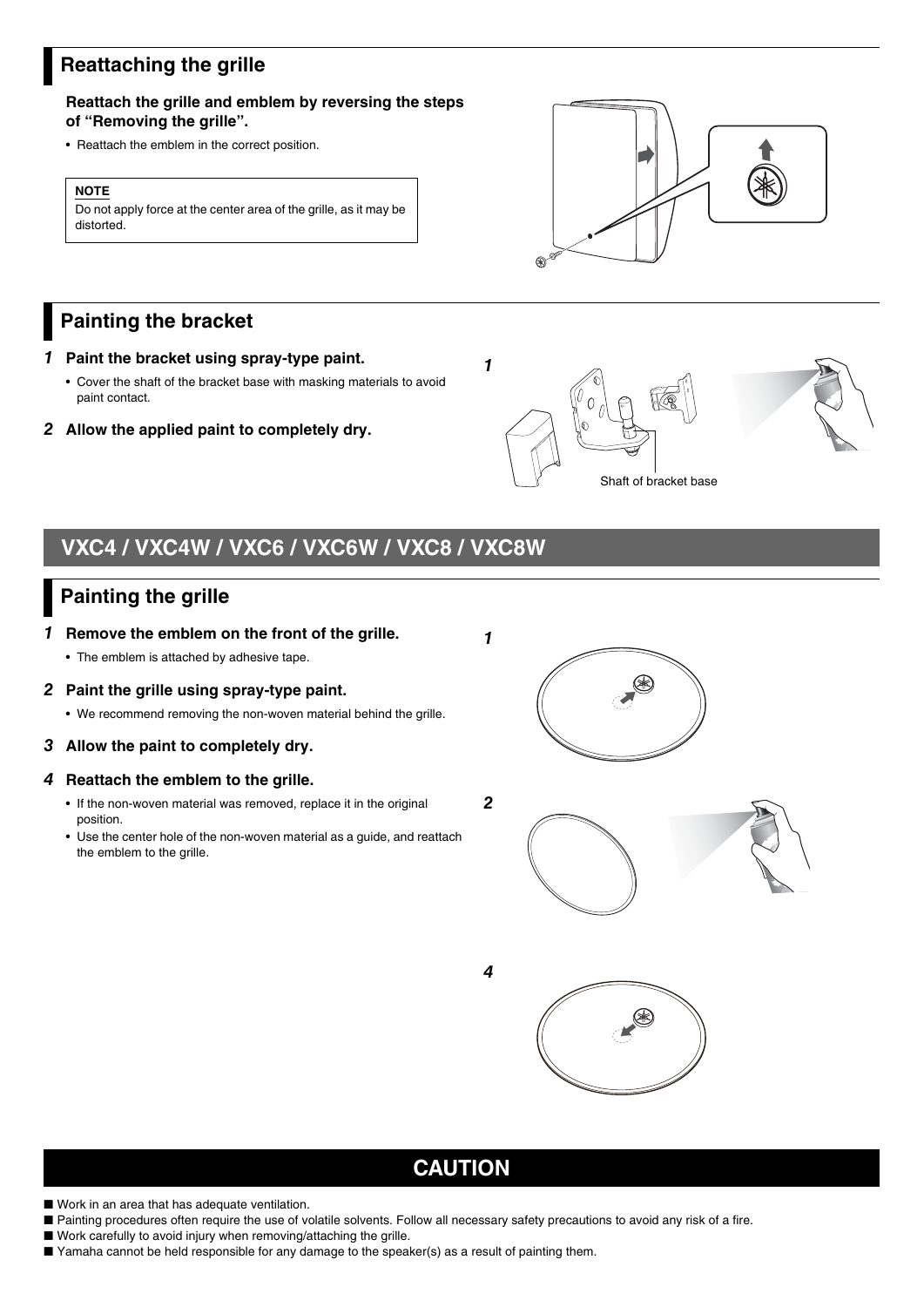## Reattaching the grille

**Reattach the grille and emblem by reversing the steps of "Removing the grille".**

- Reattach the emblem in the correct position.

**NOTE**
Do not apply force at the center area of the grille, as it may be distorted.

## Painting the bracket

***1*** **Paint the bracket using spray-type paint.**

- Cover the shaft of the bracket base with masking materials to avoid paint contact.

***2*** **Allow the applied paint to completely dry.**

*1*

Shaft of bracket base

# VXC4 / VXC4W / VXC6 / VXC6W / VXC8 / VXC8W

## Painting the grille

***1*** **Remove the emblem on the front of the grille.**

- The emblem is attached by adhesive tape.

***2*** **Paint the grille using spray-type paint.**

- We recommend removing the non-woven material behind the grille.

***3*** **Allow the paint to completely dry.**

***4*** **Reattach the emblem to the grille.**

- If the non-woven material was removed, replace it in the original position.
- Use the center hole of the non-woven material as a guide, and reattach the emblem to the grille.

*1*

*2*

*4*

# CAUTION

- Work in an area that has adequate ventilation.
- Painting procedures often require the use of volatile solvents. Follow all necessary safety precautions to avoid any risk of a fire.
- Work carefully to avoid injury when removing/attaching the grille.
- Yamaha cannot be held responsible for any damage to the speaker(s) as a result of painting them.